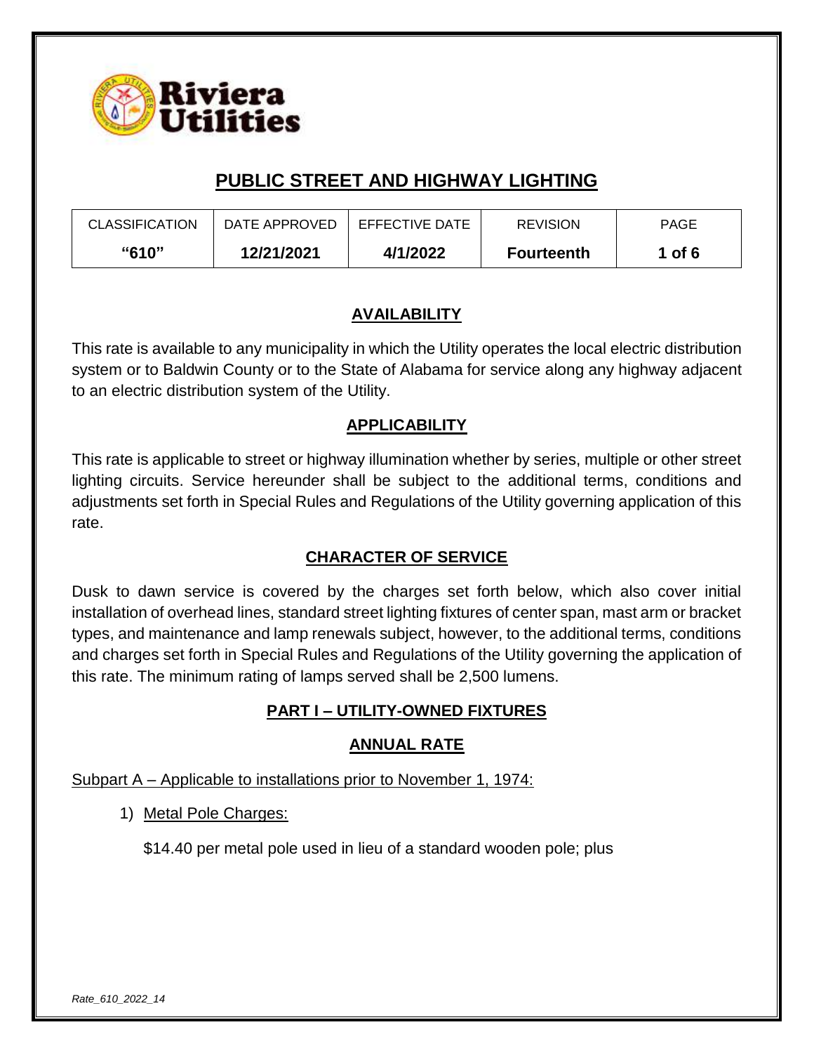Riviera Utilities

# PUBLIC STREET AND HIGHWAY LIGHTING

| CLASSIFICATION | DATE APPROVED | EFFECTIVE DATE | REVISION | PAGE |
|---|---|---|---|---|
| **"610"** | **12/21/2021** | **4/1/2022** | **Fourteenth** | **1 of 6** |

## AVAILABILITY

This rate is available to any municipality in which the Utility operates the local electric distribution system or to Baldwin County or to the State of Alabama for service along any highway adjacent to an electric distribution system of the Utility.

## APPLICABILITY

This rate is applicable to street or highway illumination whether by series, multiple or other street lighting circuits. Service hereunder shall be subject to the additional terms, conditions and adjustments set forth in Special Rules and Regulations of the Utility governing application of this rate.

## CHARACTER OF SERVICE

Dusk to dawn service is covered by the charges set forth below, which also cover initial installation of overhead lines, standard street lighting fixtures of center span, mast arm or bracket types, and maintenance and lamp renewals subject, however, to the additional terms, conditions and charges set forth in Special Rules and Regulations of the Utility governing the application of this rate. The minimum rating of lamps served shall be 2,500 lumens.

## PART I – UTILITY-OWNED FIXTURES

## ANNUAL RATE

Subpart A – Applicable to installations prior to November 1, 1974:

1) Metal Pole Charges:

   $14.40 per metal pole used in lieu of a standard wooden pole; plus

*Rate_610_2022_14*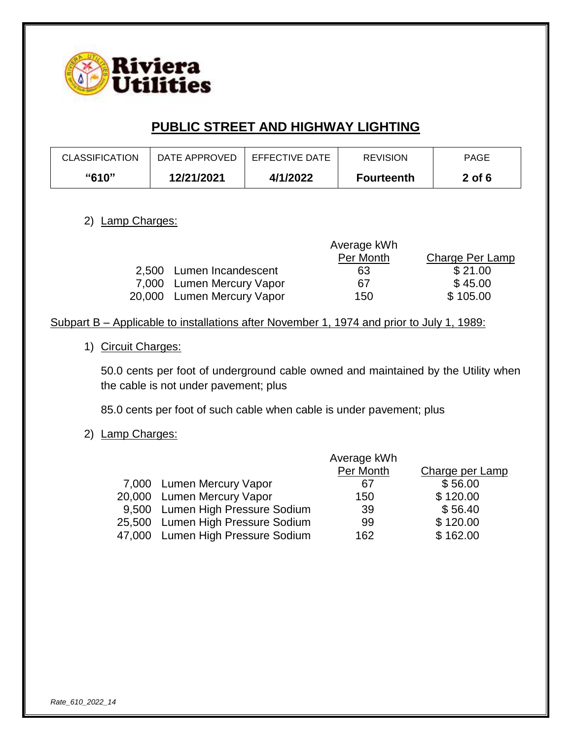# PUBLIC STREET AND HIGHWAY LIGHTING

| CLASSIFICATION | DATE APPROVED | EFFECTIVE DATE | REVISION | PAGE |
|---|---|---|---|---|
| **"610"** | **12/21/2021** | **4/1/2022** | **Fourteenth** | **2 of 6** |

2) Lamp Charges:

| | Average kWh Per Month | Charge Per Lamp |
|---|---|---|
| 2,500 Lumen Incandescent | 63 | $ 21.00 |
| 7,000 Lumen Mercury Vapor | 67 | $ 45.00 |
| 20,000 Lumen Mercury Vapor | 150 | $ 105.00 |

Subpart B – Applicable to installations after November 1, 1974 and prior to July 1, 1989:

1) Circuit Charges:

50.0 cents per foot of underground cable owned and maintained by the Utility when the cable is not under pavement; plus

85.0 cents per foot of such cable when cable is under pavement; plus

2) Lamp Charges:

| | Average kWh Per Month | Charge per Lamp |
|---|---|---|
| 7,000 Lumen Mercury Vapor | 67 | $ 56.00 |
| 20,000 Lumen Mercury Vapor | 150 | $ 120.00 |
| 9,500 Lumen High Pressure Sodium | 39 | $ 56.40 |
| 25,500 Lumen High Pressure Sodium | 99 | $ 120.00 |
| 47,000 Lumen High Pressure Sodium | 162 | $ 162.00 |

*Rate_610_2022_14*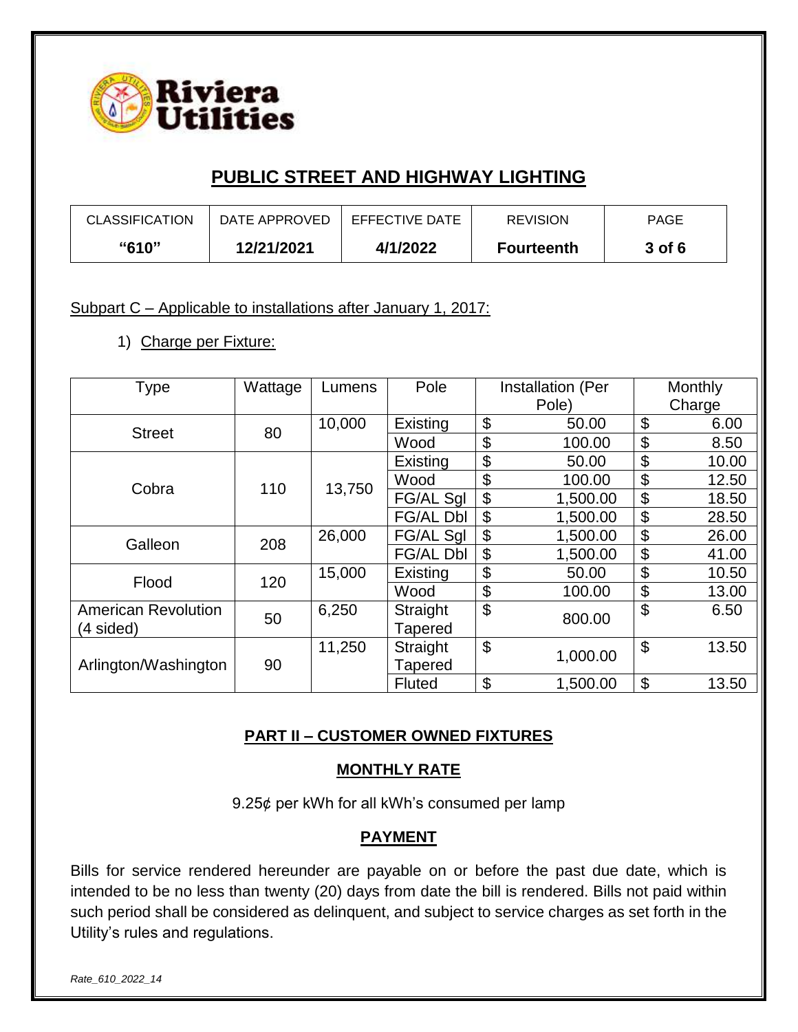# PUBLIC STREET AND HIGHWAY LIGHTING

| CLASSIFICATION | DATE APPROVED | EFFECTIVE DATE | REVISION | PAGE |
|---|---|---|---|---|
| **"610"** | **12/21/2021** | **4/1/2022** | **Fourteenth** | **3 of 6** |

Subpart C – Applicable to installations after January 1, 2017:

1) Charge per Fixture:

| Type | Wattage | Lumens | Pole | Installation (Per Pole) | Monthly Charge |
|---|---|---|---|---|---|
| Street | 80 | 10,000 | Existing | $ 50.00 | $ 6.00 |
| | | | Wood | $ 100.00 | $ 8.50 |
| Cobra | 110 | 13,750 | Existing | $ 50.00 | $ 10.00 |
| | | | Wood | $ 100.00 | $ 12.50 |
| | | | FG/AL Sgl | $ 1,500.00 | $ 18.50 |
| | | | FG/AL Dbl | $ 1,500.00 | $ 28.50 |
| Galleon | 208 | 26,000 | FG/AL Sgl | $ 1,500.00 | $ 26.00 |
| | | | FG/AL Dbl | $ 1,500.00 | $ 41.00 |
| Flood | 120 | 15,000 | Existing | $ 50.00 | $ 10.50 |
| | | | Wood | $ 100.00 | $ 13.00 |
| American Revolution (4 sided) | 50 | 6,250 | Straight Tapered | $ 800.00 | $ 6.50 |
| Arlington/Washington | 90 | 11,250 | Straight Tapered | $ 1,000.00 | $ 13.50 |
| | | | Fluted | $ 1,500.00 | $ 13.50 |

## PART II – CUSTOMER OWNED FIXTURES

### MONTHLY RATE

9.25¢ per kWh for all kWh's consumed per lamp

### PAYMENT

Bills for service rendered hereunder are payable on or before the past due date, which is intended to be no less than twenty (20) days from date the bill is rendered. Bills not paid within such period shall be considered as delinquent, and subject to service charges as set forth in the Utility's rules and regulations.

*Rate_610_2022_14*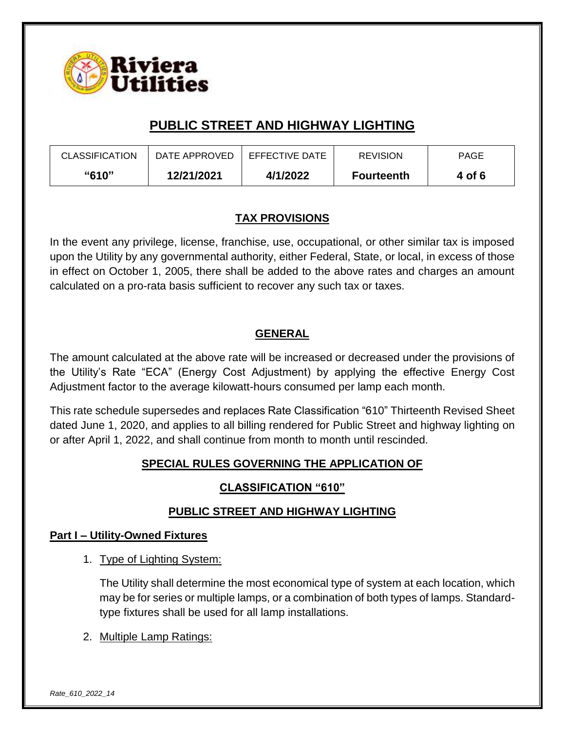# PUBLIC STREET AND HIGHWAY LIGHTING

| CLASSIFICATION | DATE APPROVED | EFFECTIVE DATE | REVISION | PAGE |
|---|---|---|---|---|
| **"610"** | **12/21/2021** | **4/1/2022** | **Fourteenth** | **4 of 6** |

## TAX PROVISIONS

In the event any privilege, license, franchise, use, occupational, or other similar tax is imposed upon the Utility by any governmental authority, either Federal, State, or local, in excess of those in effect on October 1, 2005, there shall be added to the above rates and charges an amount calculated on a pro-rata basis sufficient to recover any such tax or taxes.

## GENERAL

The amount calculated at the above rate will be increased or decreased under the provisions of the Utility's Rate "ECA" (Energy Cost Adjustment) by applying the effective Energy Cost Adjustment factor to the average kilowatt-hours consumed per lamp each month.

This rate schedule supersedes and replaces Rate Classification "610" Thirteenth Revised Sheet dated June 1, 2020, and applies to all billing rendered for Public Street and highway lighting on or after April 1, 2022, and shall continue from month to month until rescinded.

## SPECIAL RULES GOVERNING THE APPLICATION OF

## CLASSIFICATION "610"

## PUBLIC STREET AND HIGHWAY LIGHTING

### Part I – Utility-Owned Fixtures

1. Type of Lighting System:

   The Utility shall determine the most economical type of system at each location, which may be for series or multiple lamps, or a combination of both types of lamps. Standard-type fixtures shall be used for all lamp installations.

2. Multiple Lamp Ratings: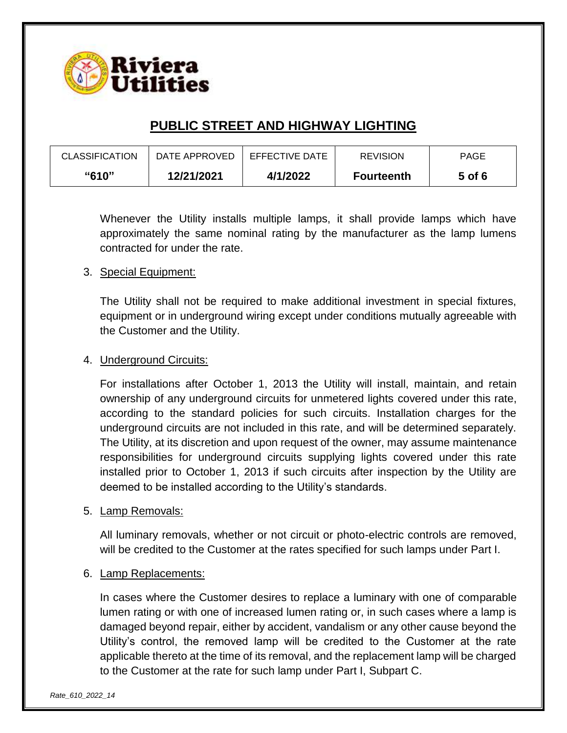Whenever the Utility installs multiple lamps, it shall provide lamps which have approximately the same nominal rating by the manufacturer as the lamp lumens contracted for under the rate.

3. Special Equipment:

   The Utility shall not be required to make additional investment in special fixtures, equipment or in underground wiring except under conditions mutually agreeable with the Customer and the Utility.

4. Underground Circuits:

   For installations after October 1, 2013 the Utility will install, maintain, and retain ownership of any underground circuits for unmetered lights covered under this rate, according to the standard policies for such circuits. Installation charges for the underground circuits are not included in this rate, and will be determined separately. The Utility, at its discretion and upon request of the owner, may assume maintenance responsibilities for underground circuits supplying lights covered under this rate installed prior to October 1, 2013 if such circuits after inspection by the Utility are deemed to be installed according to the Utility's standards.

5. Lamp Removals:

   All luminary removals, whether or not circuit or photo-electric controls are removed, will be credited to the Customer at the rates specified for such lamps under Part I.

6. Lamp Replacements:

   In cases where the Customer desires to replace a luminary with one of comparable lumen rating or with one of increased lumen rating or, in such cases where a lamp is damaged beyond repair, either by accident, vandalism or any other cause beyond the Utility's control, the removed lamp will be credited to the Customer at the rate applicable thereto at the time of its removal, and the replacement lamp will be charged to the Customer at the rate for such lamp under Part I, Subpart C.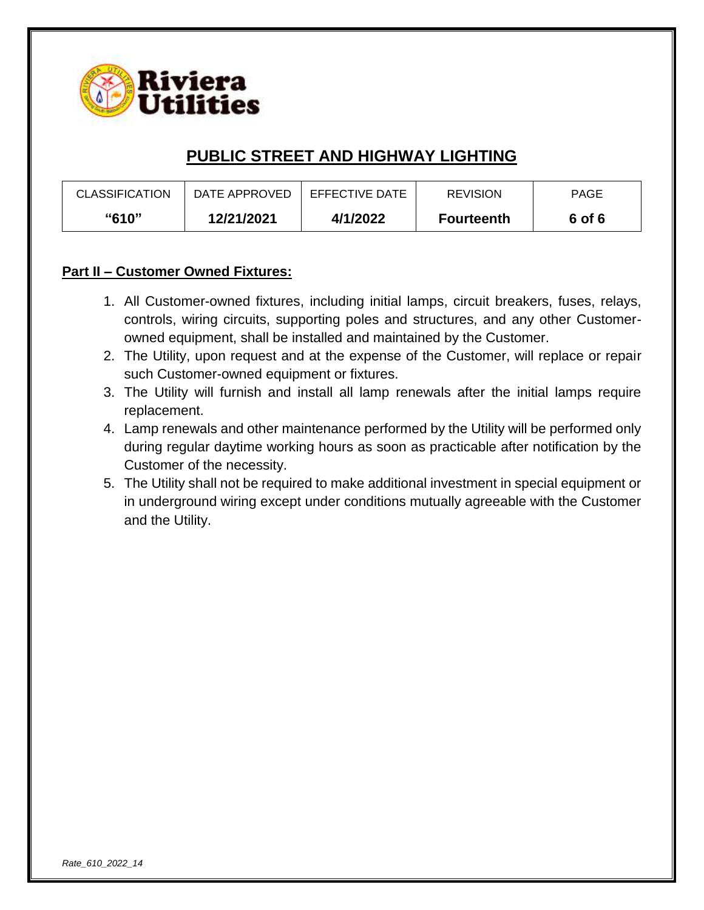# PUBLIC STREET AND HIGHWAY LIGHTING

| CLASSIFICATION | DATE APPROVED | EFFECTIVE DATE | REVISION | PAGE |
|---|---|---|---|---|
| **“610”** | **12/21/2021** | **4/1/2022** | **Fourteenth** | **6 of 6** |

**Part II – Customer Owned Fixtures:**

1. All Customer-owned fixtures, including initial lamps, circuit breakers, fuses, relays, controls, wiring circuits, supporting poles and structures, and any other Customer-owned equipment, shall be installed and maintained by the Customer.
2. The Utility, upon request and at the expense of the Customer, will replace or repair such Customer-owned equipment or fixtures.
3. The Utility will furnish and install all lamp renewals after the initial lamps require replacement.
4. Lamp renewals and other maintenance performed by the Utility will be performed only during regular daytime working hours as soon as practicable after notification by the Customer of the necessity.
5. The Utility shall not be required to make additional investment in special equipment or in underground wiring except under conditions mutually agreeable with the Customer and the Utility.